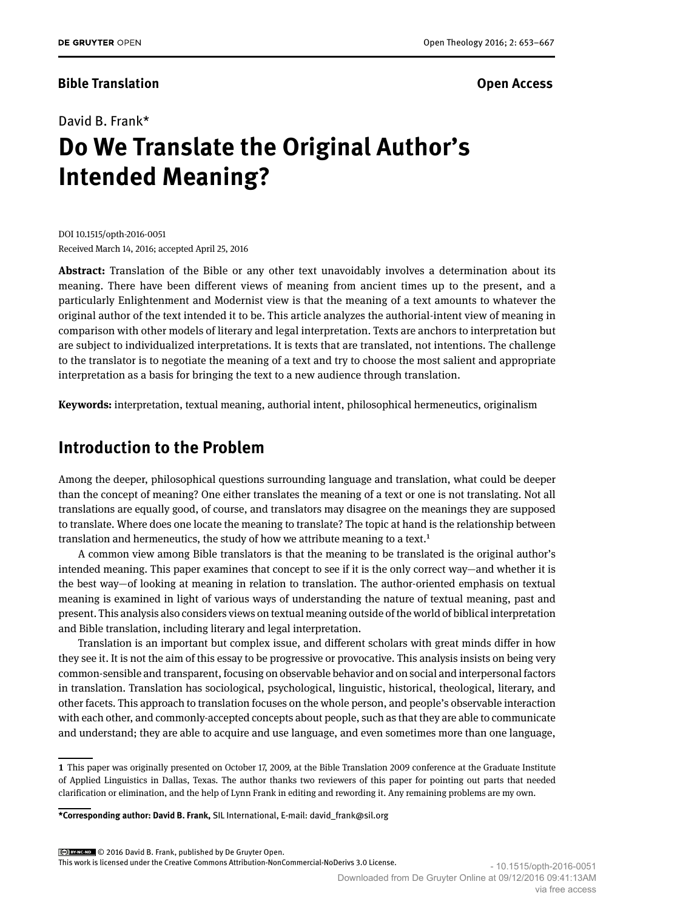**Bible Translation** **Open Access**

David B. Frank*

# Do We Translate the Original Author's Intended Meaning?

DOI 10.1515/opth-2016-0051
Received March 14, 2016; accepted April 25, 2016

**Abstract:** Translation of the Bible or any other text unavoidably involves a determination about its meaning. There have been different views of meaning from ancient times up to the present, and a particularly Enlightenment and Modernist view is that the meaning of a text amounts to whatever the original author of the text intended it to be. This article analyzes the authorial-intent view of meaning in comparison with other models of literary and legal interpretation. Texts are anchors to interpretation but are subject to individualized interpretations. It is texts that are translated, not intentions. The challenge to the translator is to negotiate the meaning of a text and try to choose the most salient and appropriate interpretation as a basis for bringing the text to a new audience through translation.

**Keywords:** interpretation, textual meaning, authorial intent, philosophical hermeneutics, originalism

## Introduction to the Problem

Among the deeper, philosophical questions surrounding language and translation, what could be deeper than the concept of meaning? One either translates the meaning of a text or one is not translating. Not all translations are equally good, of course, and translators may disagree on the meanings they are supposed to translate. Where does one locate the meaning to translate? The topic at hand is the relationship between translation and hermeneutics, the study of how we attribute meaning to a text.[1]

A common view among Bible translators is that the meaning to be translated is the original author's intended meaning. This paper examines that concept to see if it is the only correct way—and whether it is the best way—of looking at meaning in relation to translation. The author-oriented emphasis on textual meaning is examined in light of various ways of understanding the nature of textual meaning, past and present. This analysis also considers views on textual meaning outside of the world of biblical interpretation and Bible translation, including literary and legal interpretation.

Translation is an important but complex issue, and different scholars with great minds differ in how they see it. It is not the aim of this essay to be progressive or provocative. This analysis insists on being very common-sensible and transparent, focusing on observable behavior and on social and interpersonal factors in translation. Translation has sociological, psychological, linguistic, historical, theological, literary, and other facets. This approach to translation focuses on the whole person, and people's observable interaction with each other, and commonly-accepted concepts about people, such as that they are able to communicate and understand; they are able to acquire and use language, and even sometimes more than one language,

---

1 This paper was originally presented on October 17, 2009, at the Bible Translation 2009 conference at the Graduate Institute of Applied Linguistics in Dallas, Texas. The author thanks two reviewers of this paper for pointing out parts that needed clarification or elimination, and the help of Lynn Frank in editing and rewording it. Any remaining problems are my own.

**\*Corresponding author: David B. Frank,** SIL International, E-mail: david_frank@sil.org

© 2016 David B. Frank, published by De Gruyter Open.
This work is licensed under the Creative Commons Attribution-NonCommercial-NoDerivs 3.0 License.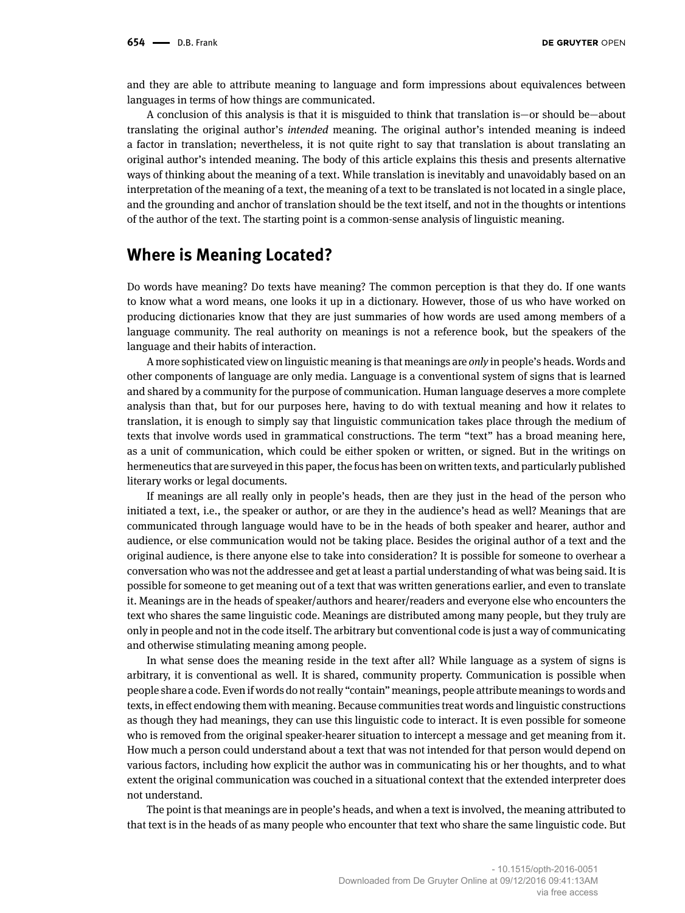and they are able to attribute meaning to language and form impressions about equivalences between languages in terms of how things are communicated.

A conclusion of this analysis is that it is misguided to think that translation is—or should be—about translating the original author's *intended* meaning. The original author's intended meaning is indeed a factor in translation; nevertheless, it is not quite right to say that translation is about translating an original author's intended meaning. The body of this article explains this thesis and presents alternative ways of thinking about the meaning of a text. While translation is inevitably and unavoidably based on an interpretation of the meaning of a text, the meaning of a text to be translated is not located in a single place, and the grounding and anchor of translation should be the text itself, and not in the thoughts or intentions of the author of the text. The starting point is a common-sense analysis of linguistic meaning.

## Where is Meaning Located?

Do words have meaning? Do texts have meaning? The common perception is that they do. If one wants to know what a word means, one looks it up in a dictionary. However, those of us who have worked on producing dictionaries know that they are just summaries of how words are used among members of a language community. The real authority on meanings is not a reference book, but the speakers of the language and their habits of interaction.

A more sophisticated view on linguistic meaning is that meanings are *only* in people's heads. Words and other components of language are only media. Language is a conventional system of signs that is learned and shared by a community for the purpose of communication. Human language deserves a more complete analysis than that, but for our purposes here, having to do with textual meaning and how it relates to translation, it is enough to simply say that linguistic communication takes place through the medium of texts that involve words used in grammatical constructions. The term "text" has a broad meaning here, as a unit of communication, which could be either spoken or written, or signed. But in the writings on hermeneutics that are surveyed in this paper, the focus has been on written texts, and particularly published literary works or legal documents.

If meanings are all really only in people's heads, then are they just in the head of the person who initiated a text, i.e., the speaker or author, or are they in the audience's head as well? Meanings that are communicated through language would have to be in the heads of both speaker and hearer, author and audience, or else communication would not be taking place. Besides the original author of a text and the original audience, is there anyone else to take into consideration? It is possible for someone to overhear a conversation who was not the addressee and get at least a partial understanding of what was being said. It is possible for someone to get meaning out of a text that was written generations earlier, and even to translate it. Meanings are in the heads of speaker/authors and hearer/readers and everyone else who encounters the text who shares the same linguistic code. Meanings are distributed among many people, but they truly are only in people and not in the code itself. The arbitrary but conventional code is just a way of communicating and otherwise stimulating meaning among people.

In what sense does the meaning reside in the text after all? While language as a system of signs is arbitrary, it is conventional as well. It is shared, community property. Communication is possible when people share a code. Even if words do not really "contain" meanings, people attribute meanings to words and texts, in effect endowing them with meaning. Because communities treat words and linguistic constructions as though they had meanings, they can use this linguistic code to interact. It is even possible for someone who is removed from the original speaker-hearer situation to intercept a message and get meaning from it. How much a person could understand about a text that was not intended for that person would depend on various factors, including how explicit the author was in communicating his or her thoughts, and to what extent the original communication was couched in a situational context that the extended interpreter does not understand.

The point is that meanings are in people's heads, and when a text is involved, the meaning attributed to that text is in the heads of as many people who encounter that text who share the same linguistic code. But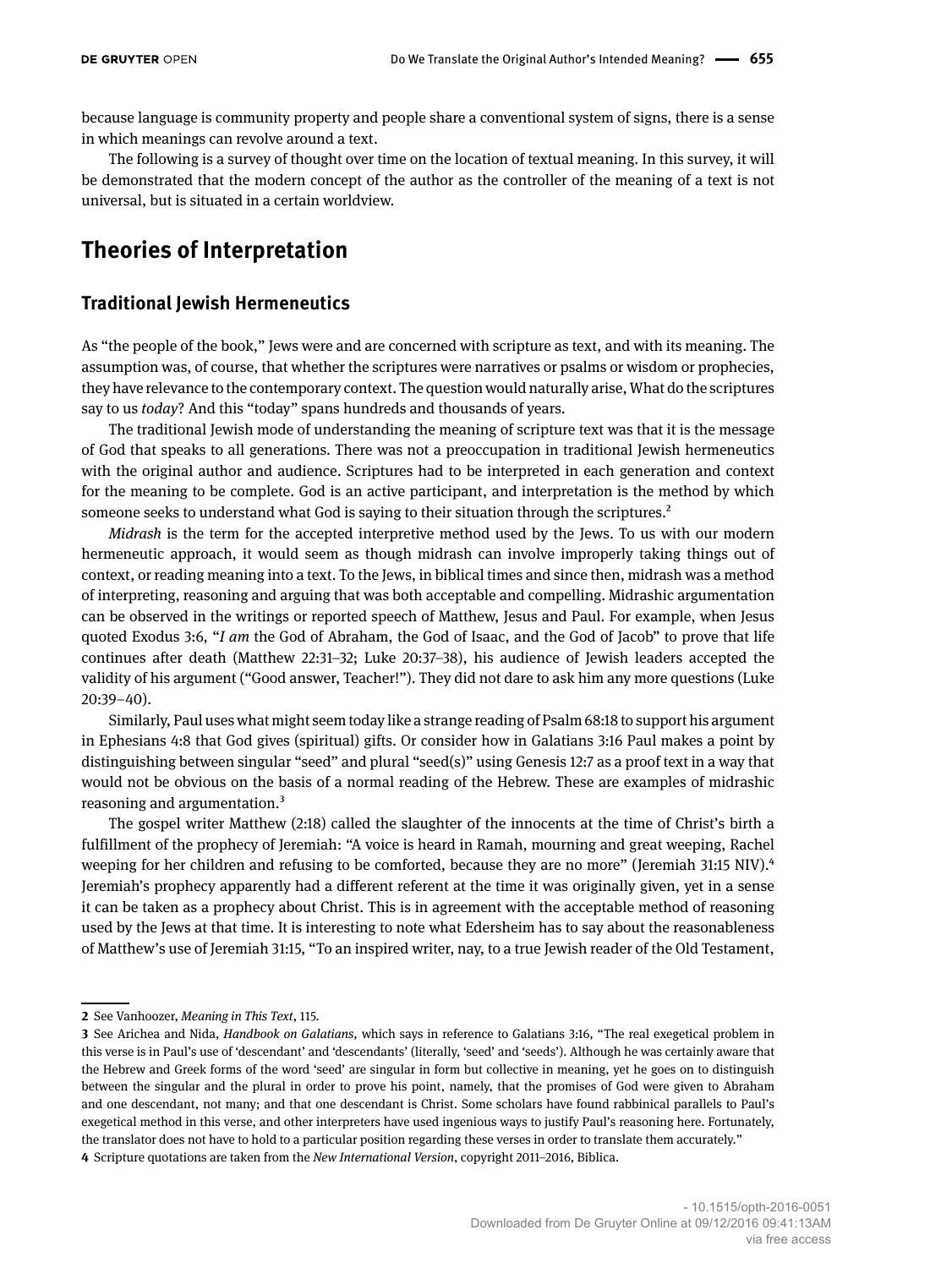because language is community property and people share a conventional system of signs, there is a sense in which meanings can revolve around a text.

The following is a survey of thought over time on the location of textual meaning. In this survey, it will be demonstrated that the modern concept of the author as the controller of the meaning of a text is not universal, but is situated in a certain worldview.

## Theories of Interpretation

### Traditional Jewish Hermeneutics

As "the people of the book," Jews were and are concerned with scripture as text, and with its meaning. The assumption was, of course, that whether the scriptures were narratives or psalms or wisdom or prophecies, they have relevance to the contemporary context. The question would naturally arise, What do the scriptures say to us *today*? And this "today" spans hundreds and thousands of years.

The traditional Jewish mode of understanding the meaning of scripture text was that it is the message of God that speaks to all generations. There was not a preoccupation in traditional Jewish hermeneutics with the original author and audience. Scriptures had to be interpreted in each generation and context for the meaning to be complete. God is an active participant, and interpretation is the method by which someone seeks to understand what God is saying to their situation through the scriptures.[2]

*Midrash* is the term for the accepted interpretive method used by the Jews. To us with our modern hermeneutic approach, it would seem as though midrash can involve improperly taking things out of context, or reading meaning into a text. To the Jews, in biblical times and since then, midrash was a method of interpreting, reasoning and arguing that was both acceptable and compelling. Midrashic argumentation can be observed in the writings or reported speech of Matthew, Jesus and Paul. For example, when Jesus quoted Exodus 3:6, "*I am* the God of Abraham, the God of Isaac, and the God of Jacob" to prove that life continues after death (Matthew 22:31–32; Luke 20:37–38), his audience of Jewish leaders accepted the validity of his argument ("Good answer, Teacher!"). They did not dare to ask him any more questions (Luke 20:39–40).

Similarly, Paul uses what might seem today like a strange reading of Psalm 68:18 to support his argument in Ephesians 4:8 that God gives (spiritual) gifts. Or consider how in Galatians 3:16 Paul makes a point by distinguishing between singular "seed" and plural "seed(s)" using Genesis 12:7 as a proof text in a way that would not be obvious on the basis of a normal reading of the Hebrew. These are examples of midrashic reasoning and argumentation.[3]

The gospel writer Matthew (2:18) called the slaughter of the innocents at the time of Christ's birth a fulfillment of the prophecy of Jeremiah: "A voice is heard in Ramah, mourning and great weeping, Rachel weeping for her children and refusing to be comforted, because they are no more" (Jeremiah 31:15 NIV).[4] Jeremiah's prophecy apparently had a different referent at the time it was originally given, yet in a sense it can be taken as a prophecy about Christ. This is in agreement with the acceptable method of reasoning used by the Jews at that time. It is interesting to note what Edersheim has to say about the reasonableness of Matthew's use of Jeremiah 31:15, "To an inspired writer, nay, to a true Jewish reader of the Old Testament,

---

2 See Vanhoozer, *Meaning in This Text*, 115.

3 See Arichea and Nida, *Handbook on Galatians*, which says in reference to Galatians 3:16, "The real exegetical problem in this verse is in Paul's use of 'descendant' and 'descendants' (literally, 'seed' and 'seeds'). Although he was certainly aware that the Hebrew and Greek forms of the word 'seed' are singular in form but collective in meaning, yet he goes on to distinguish between the singular and the plural in order to prove his point, namely, that the promises of God were given to Abraham and one descendant, not many; and that one descendant is Christ. Some scholars have found rabbinical parallels to Paul's exegetical method in this verse, and other interpreters have used ingenious ways to justify Paul's reasoning here. Fortunately, the translator does not have to hold to a particular position regarding these verses in order to translate them accurately."

4 Scripture quotations are taken from the *New International Version*, copyright 2011–2016, Biblica.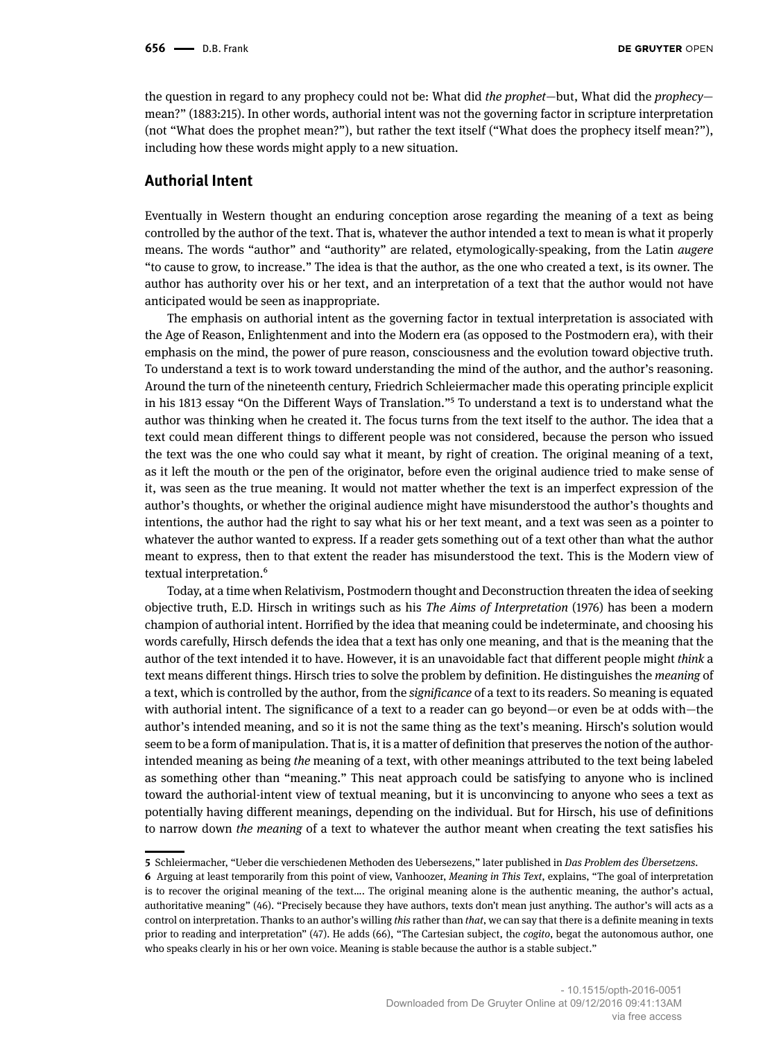the question in regard to any prophecy could not be: What did *the prophet*—but, What did the *prophecy*—mean?" (1883:215). In other words, authorial intent was not the governing factor in scripture interpretation (not "What does the prophet mean?"), but rather the text itself ("What does the prophecy itself mean?"), including how these words might apply to a new situation.

## Authorial Intent

Eventually in Western thought an enduring conception arose regarding the meaning of a text as being controlled by the author of the text. That is, whatever the author intended a text to mean is what it properly means. The words "author" and "authority" are related, etymologically-speaking, from the Latin *augere* "to cause to grow, to increase." The idea is that the author, as the one who created a text, is its owner. The author has authority over his or her text, and an interpretation of a text that the author would not have anticipated would be seen as inappropriate.

The emphasis on authorial intent as the governing factor in textual interpretation is associated with the Age of Reason, Enlightenment and into the Modern era (as opposed to the Postmodern era), with their emphasis on the mind, the power of pure reason, consciousness and the evolution toward objective truth. To understand a text is to work toward understanding the mind of the author, and the author's reasoning. Around the turn of the nineteenth century, Friedrich Schleiermacher made this operating principle explicit in his 1813 essay "On the Different Ways of Translation."[5] To understand a text is to understand what the author was thinking when he created it. The focus turns from the text itself to the author. The idea that a text could mean different things to different people was not considered, because the person who issued the text was the one who could say what it meant, by right of creation. The original meaning of a text, as it left the mouth or the pen of the originator, before even the original audience tried to make sense of it, was seen as the true meaning. It would not matter whether the text is an imperfect expression of the author's thoughts, or whether the original audience might have misunderstood the author's thoughts and intentions, the author had the right to say what his or her text meant, and a text was seen as a pointer to whatever the author wanted to express. If a reader gets something out of a text other than what the author meant to express, then to that extent the reader has misunderstood the text. This is the Modern view of textual interpretation.[6]

Today, at a time when Relativism, Postmodern thought and Deconstruction threaten the idea of seeking objective truth, E.D. Hirsch in writings such as his *The Aims of Interpretation* (1976) has been a modern champion of authorial intent. Horrified by the idea that meaning could be indeterminate, and choosing his words carefully, Hirsch defends the idea that a text has only one meaning, and that is the meaning that the author of the text intended it to have. However, it is an unavoidable fact that different people might *think* a text means different things. Hirsch tries to solve the problem by definition. He distinguishes the *meaning* of a text, which is controlled by the author, from the *significance* of a text to its readers. So meaning is equated with authorial intent. The significance of a text to a reader can go beyond—or even be at odds with—the author's intended meaning, and so it is not the same thing as the text's meaning. Hirsch's solution would seem to be a form of manipulation. That is, it is a matter of definition that preserves the notion of the author-intended meaning as being *the* meaning of a text, with other meanings attributed to the text being labeled as something other than "meaning." This neat approach could be satisfying to anyone who is inclined toward the authorial-intent view of textual meaning, but it is unconvincing to anyone who sees a text as potentially having different meanings, depending on the individual. But for Hirsch, his use of definitions to narrow down *the meaning* of a text to whatever the author meant when creating the text satisfies his

---

5 Schleiermacher, "Ueber die verschiedenen Methoden des Uebersezens," later published in *Das Problem des Übersetzens*.

6 Arguing at least temporarily from this point of view, Vanhoozer, *Meaning in This Text*, explains, "The goal of interpretation is to recover the original meaning of the text.... The original meaning alone is the authentic meaning, the author's actual, authoritative meaning" (46). "Precisely because they have authors, texts don't mean just anything. The author's will acts as a control on interpretation. Thanks to an author's willing *this* rather than *that*, we can say that there is a definite meaning in texts prior to reading and interpretation" (47). He adds (66), "The Cartesian subject, the *cogito*, begat the autonomous author, one who speaks clearly in his or her own voice. Meaning is stable because the author is a stable subject."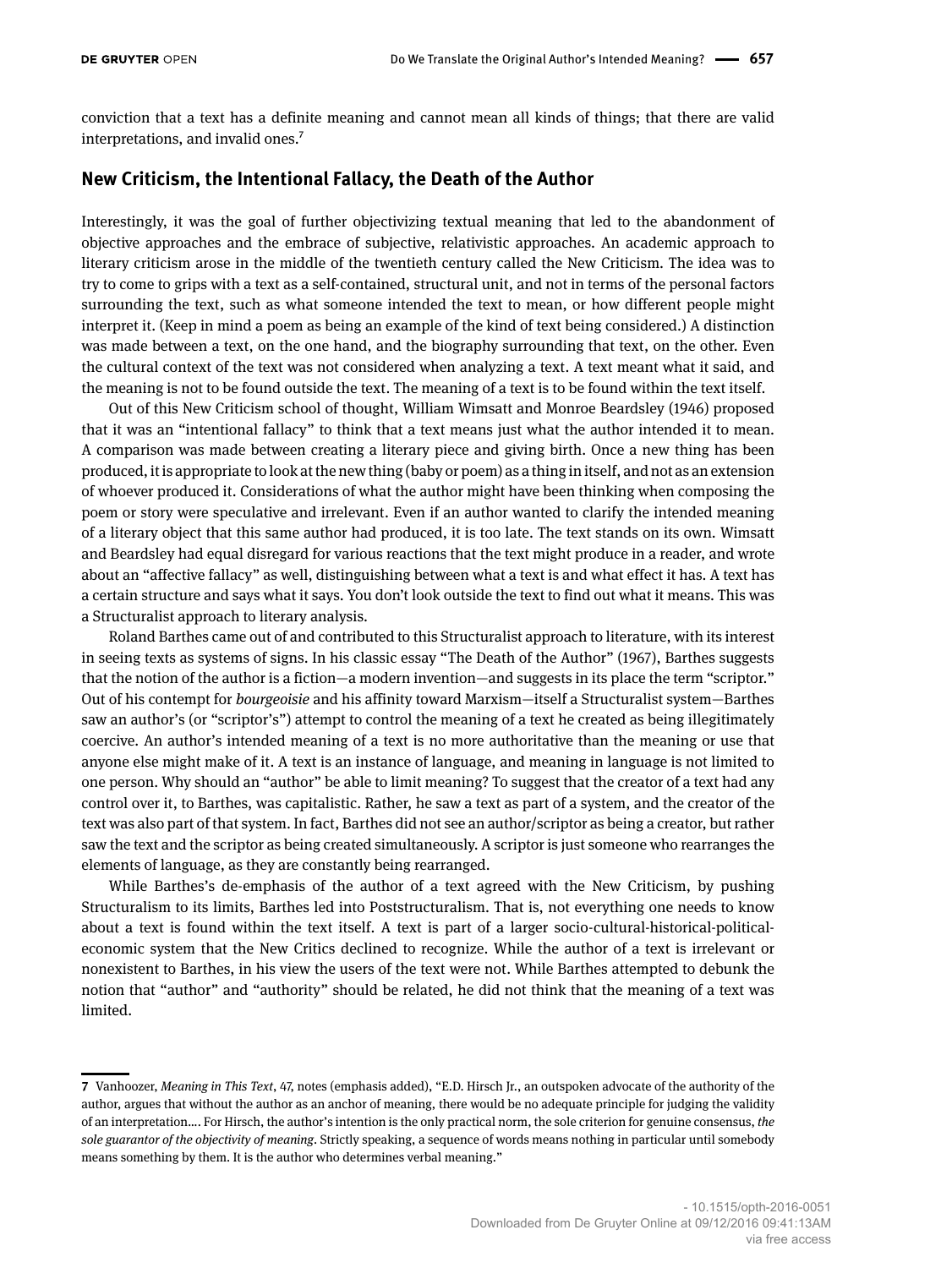conviction that a text has a definite meaning and cannot mean all kinds of things; that there are valid interpretations, and invalid ones.[7]

## New Criticism, the Intentional Fallacy, the Death of the Author

Interestingly, it was the goal of further objectivizing textual meaning that led to the abandonment of objective approaches and the embrace of subjective, relativistic approaches. An academic approach to literary criticism arose in the middle of the twentieth century called the New Criticism. The idea was to try to come to grips with a text as a self-contained, structural unit, and not in terms of the personal factors surrounding the text, such as what someone intended the text to mean, or how different people might interpret it. (Keep in mind a poem as being an example of the kind of text being considered.) A distinction was made between a text, on the one hand, and the biography surrounding that text, on the other. Even the cultural context of the text was not considered when analyzing a text. A text meant what it said, and the meaning is not to be found outside the text. The meaning of a text is to be found within the text itself.

Out of this New Criticism school of thought, William Wimsatt and Monroe Beardsley (1946) proposed that it was an "intentional fallacy" to think that a text means just what the author intended it to mean. A comparison was made between creating a literary piece and giving birth. Once a new thing has been produced, it is appropriate to look at the new thing (baby or poem) as a thing in itself, and not as an extension of whoever produced it. Considerations of what the author might have been thinking when composing the poem or story were speculative and irrelevant. Even if an author wanted to clarify the intended meaning of a literary object that this same author had produced, it is too late. The text stands on its own. Wimsatt and Beardsley had equal disregard for various reactions that the text might produce in a reader, and wrote about an "affective fallacy" as well, distinguishing between what a text is and what effect it has. A text has a certain structure and says what it says. You don't look outside the text to find out what it means. This was a Structuralist approach to literary analysis.

Roland Barthes came out of and contributed to this Structuralist approach to literature, with its interest in seeing texts as systems of signs. In his classic essay "The Death of the Author" (1967), Barthes suggests that the notion of the author is a fiction—a modern invention—and suggests in its place the term "scriptor." Out of his contempt for *bourgeoisie* and his affinity toward Marxism—itself a Structuralist system—Barthes saw an author's (or "scriptor's") attempt to control the meaning of a text he created as being illegitimately coercive. An author's intended meaning of a text is no more authoritative than the meaning or use that anyone else might make of it. A text is an instance of language, and meaning in language is not limited to one person. Why should an "author" be able to limit meaning? To suggest that the creator of a text had any control over it, to Barthes, was capitalistic. Rather, he saw a text as part of a system, and the creator of the text was also part of that system. In fact, Barthes did not see an author/scriptor as being a creator, but rather saw the text and the scriptor as being created simultaneously. A scriptor is just someone who rearranges the elements of language, as they are constantly being rearranged.

While Barthes's de-emphasis of the author of a text agreed with the New Criticism, by pushing Structuralism to its limits, Barthes led into Poststructuralism. That is, not everything one needs to know about a text is found within the text itself. A text is part of a larger socio-cultural-historical-political-economic system that the New Critics declined to recognize. While the author of a text is irrelevant or nonexistent to Barthes, in his view the users of the text were not. While Barthes attempted to debunk the notion that "author" and "authority" should be related, he did not think that the meaning of a text was limited.

---

7 Vanhoozer, *Meaning in This Text*, 47, notes (emphasis added), "E.D. Hirsch Jr., an outspoken advocate of the authority of the author, argues that without the author as an anchor of meaning, there would be no adequate principle for judging the validity of an interpretation.... For Hirsch, the author's intention is the only practical norm, the sole criterion for genuine consensus, *the sole guarantor of the objectivity of meaning*. Strictly speaking, a sequence of words means nothing in particular until somebody means something by them. It is the author who determines verbal meaning."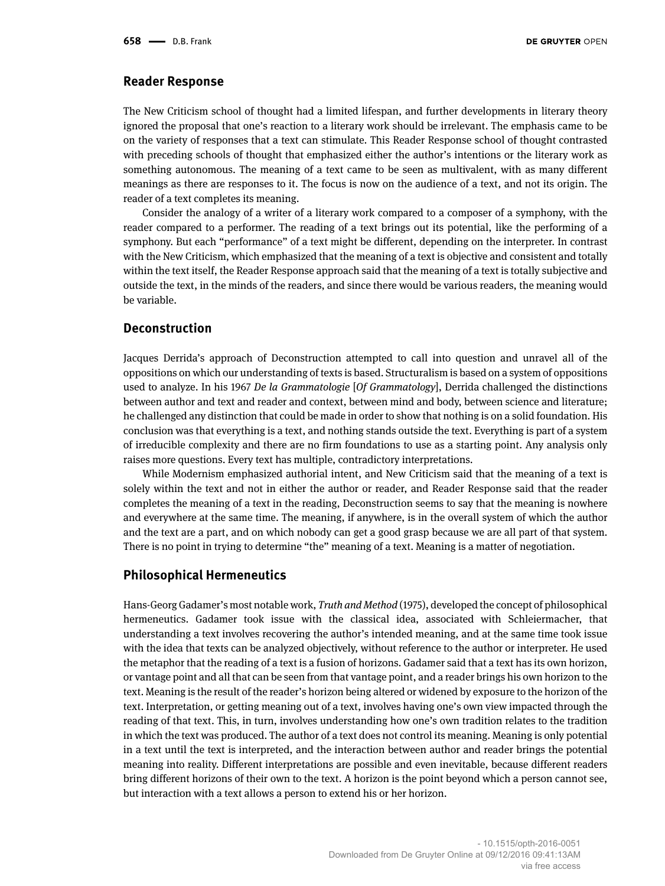## Reader Response

The New Criticism school of thought had a limited lifespan, and further developments in literary theory ignored the proposal that one's reaction to a literary work should be irrelevant. The emphasis came to be on the variety of responses that a text can stimulate. This Reader Response school of thought contrasted with preceding schools of thought that emphasized either the author's intentions or the literary work as something autonomous. The meaning of a text came to be seen as multivalent, with as many different meanings as there are responses to it. The focus is now on the audience of a text, and not its origin. The reader of a text completes its meaning.

Consider the analogy of a writer of a literary work compared to a composer of a symphony, with the reader compared to a performer. The reading of a text brings out its potential, like the performing of a symphony. But each "performance" of a text might be different, depending on the interpreter. In contrast with the New Criticism, which emphasized that the meaning of a text is objective and consistent and totally within the text itself, the Reader Response approach said that the meaning of a text is totally subjective and outside the text, in the minds of the readers, and since there would be various readers, the meaning would be variable.

## Deconstruction

Jacques Derrida's approach of Deconstruction attempted to call into question and unravel all of the oppositions on which our understanding of texts is based. Structuralism is based on a system of oppositions used to analyze. In his 1967 *De la Grammatologie* [*Of Grammatology*], Derrida challenged the distinctions between author and text and reader and context, between mind and body, between science and literature; he challenged any distinction that could be made in order to show that nothing is on a solid foundation. His conclusion was that everything is a text, and nothing stands outside the text. Everything is part of a system of irreducible complexity and there are no firm foundations to use as a starting point. Any analysis only raises more questions. Every text has multiple, contradictory interpretations.

While Modernism emphasized authorial intent, and New Criticism said that the meaning of a text is solely within the text and not in either the author or reader, and Reader Response said that the reader completes the meaning of a text in the reading, Deconstruction seems to say that the meaning is nowhere and everywhere at the same time. The meaning, if anywhere, is in the overall system of which the author and the text are a part, and on which nobody can get a good grasp because we are all part of that system. There is no point in trying to determine "the" meaning of a text. Meaning is a matter of negotiation.

## Philosophical Hermeneutics

Hans-Georg Gadamer's most notable work, *Truth and Method* (1975), developed the concept of philosophical hermeneutics. Gadamer took issue with the classical idea, associated with Schleiermacher, that understanding a text involves recovering the author's intended meaning, and at the same time took issue with the idea that texts can be analyzed objectively, without reference to the author or interpreter. He used the metaphor that the reading of a text is a fusion of horizons. Gadamer said that a text has its own horizon, or vantage point and all that can be seen from that vantage point, and a reader brings his own horizon to the text. Meaning is the result of the reader's horizon being altered or widened by exposure to the horizon of the text. Interpretation, or getting meaning out of a text, involves having one's own view impacted through the reading of that text. This, in turn, involves understanding how one's own tradition relates to the tradition in which the text was produced. The author of a text does not control its meaning. Meaning is only potential in a text until the text is interpreted, and the interaction between author and reader brings the potential meaning into reality. Different interpretations are possible and even inevitable, because different readers bring different horizons of their own to the text. A horizon is the point beyond which a person cannot see, but interaction with a text allows a person to extend his or her horizon.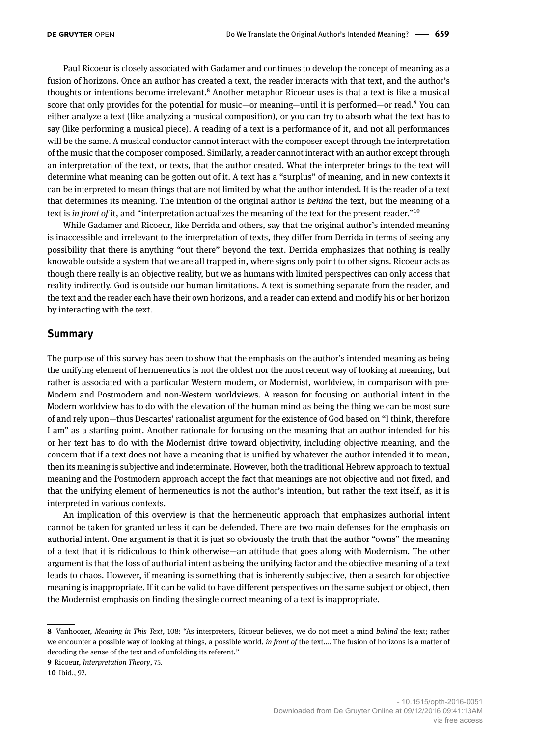Paul Ricoeur is closely associated with Gadamer and continues to develop the concept of meaning as a fusion of horizons. Once an author has created a text, the reader interacts with that text, and the author's thoughts or intentions become irrelevant.[8] Another metaphor Ricoeur uses is that a text is like a musical score that only provides for the potential for music—or meaning—until it is performed—or read.[9] You can either analyze a text (like analyzing a musical composition), or you can try to absorb what the text has to say (like performing a musical piece). A reading of a text is a performance of it, and not all performances will be the same. A musical conductor cannot interact with the composer except through the interpretation of the music that the composer composed. Similarly, a reader cannot interact with an author except through an interpretation of the text, or texts, that the author created. What the interpreter brings to the text will determine what meaning can be gotten out of it. A text has a "surplus" of meaning, and in new contexts it can be interpreted to mean things that are not limited by what the author intended. It is the reader of a text that determines its meaning. The intention of the original author is *behind* the text, but the meaning of a text is *in front of* it, and "interpretation actualizes the meaning of the text for the present reader."[10]

While Gadamer and Ricoeur, like Derrida and others, say that the original author's intended meaning is inaccessible and irrelevant to the interpretation of texts, they differ from Derrida in terms of seeing any possibility that there is anything "out there" beyond the text. Derrida emphasizes that nothing is really knowable outside a system that we are all trapped in, where signs only point to other signs. Ricoeur acts as though there really is an objective reality, but we as humans with limited perspectives can only access that reality indirectly. God is outside our human limitations. A text is something separate from the reader, and the text and the reader each have their own horizons, and a reader can extend and modify his or her horizon by interacting with the text.

## Summary

The purpose of this survey has been to show that the emphasis on the author's intended meaning as being the unifying element of hermeneutics is not the oldest nor the most recent way of looking at meaning, but rather is associated with a particular Western modern, or Modernist, worldview, in comparison with pre-Modern and Postmodern and non-Western worldviews. A reason for focusing on authorial intent in the Modern worldview has to do with the elevation of the human mind as being the thing we can be most sure of and rely upon—thus Descartes' rationalist argument for the existence of God based on "I think, therefore I am" as a starting point. Another rationale for focusing on the meaning that an author intended for his or her text has to do with the Modernist drive toward objectivity, including objective meaning, and the concern that if a text does not have a meaning that is unified by whatever the author intended it to mean, then its meaning is subjective and indeterminate. However, both the traditional Hebrew approach to textual meaning and the Postmodern approach accept the fact that meanings are not objective and not fixed, and that the unifying element of hermeneutics is not the author's intention, but rather the text itself, as it is interpreted in various contexts.

An implication of this overview is that the hermeneutic approach that emphasizes authorial intent cannot be taken for granted unless it can be defended. There are two main defenses for the emphasis on authorial intent. One argument is that it is just so obviously the truth that the author "owns" the meaning of a text that it is ridiculous to think otherwise—an attitude that goes along with Modernism. The other argument is that the loss of authorial intent as being the unifying factor and the objective meaning of a text leads to chaos. However, if meaning is something that is inherently subjective, then a search for objective meaning is inappropriate. If it can be valid to have different perspectives on the same subject or object, then the Modernist emphasis on finding the single correct meaning of a text is inappropriate.

---

**8** Vanhoozer, *Meaning in This Text*, 108: "As interpreters, Ricoeur believes, we do not meet a mind *behind* the text; rather we encounter a possible way of looking at things, a possible world, *in front of* the text.... The fusion of horizons is a matter of decoding the sense of the text and of unfolding its referent."

**9** Ricoeur, *Interpretation Theory*, 75.

**10** Ibid., 92.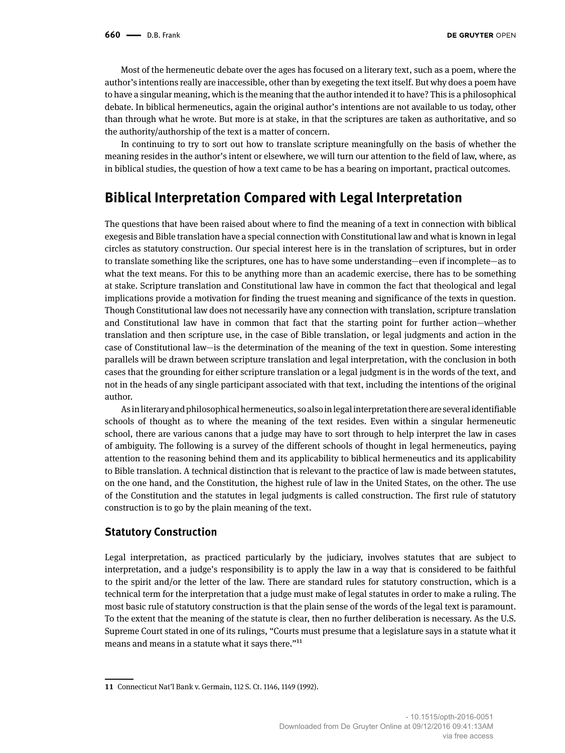Most of the hermeneutic debate over the ages has focused on a literary text, such as a poem, where the author's intentions really are inaccessible, other than by exegeting the text itself. But why does a poem have to have a singular meaning, which is the meaning that the author intended it to have? This is a philosophical debate. In biblical hermeneutics, again the original author's intentions are not available to us today, other than through what he wrote. But more is at stake, in that the scriptures are taken as authoritative, and so the authority/authorship of the text is a matter of concern.

In continuing to try to sort out how to translate scripture meaningfully on the basis of whether the meaning resides in the author's intent or elsewhere, we will turn our attention to the field of law, where, as in biblical studies, the question of how a text came to be has a bearing on important, practical outcomes.

## Biblical Interpretation Compared with Legal Interpretation

The questions that have been raised about where to find the meaning of a text in connection with biblical exegesis and Bible translation have a special connection with Constitutional law and what is known in legal circles as statutory construction. Our special interest here is in the translation of scriptures, but in order to translate something like the scriptures, one has to have some understanding—even if incomplete—as to what the text means. For this to be anything more than an academic exercise, there has to be something at stake. Scripture translation and Constitutional law have in common the fact that theological and legal implications provide a motivation for finding the truest meaning and significance of the texts in question. Though Constitutional law does not necessarily have any connection with translation, scripture translation and Constitutional law have in common that fact that the starting point for further action—whether translation and then scripture use, in the case of Bible translation, or legal judgments and action in the case of Constitutional law—is the determination of the meaning of the text in question. Some interesting parallels will be drawn between scripture translation and legal interpretation, with the conclusion in both cases that the grounding for either scripture translation or a legal judgment is in the words of the text, and not in the heads of any single participant associated with that text, including the intentions of the original author.

As in literary and philosophical hermeneutics, so also in legal interpretation there are several identifiable schools of thought as to where the meaning of the text resides. Even within a singular hermeneutic school, there are various canons that a judge may have to sort through to help interpret the law in cases of ambiguity. The following is a survey of the different schools of thought in legal hermeneutics, paying attention to the reasoning behind them and its applicability to biblical hermeneutics and its applicability to Bible translation. A technical distinction that is relevant to the practice of law is made between statutes, on the one hand, and the Constitution, the highest rule of law in the United States, on the other. The use of the Constitution and the statutes in legal judgments is called construction. The first rule of statutory construction is to go by the plain meaning of the text.

### Statutory Construction

Legal interpretation, as practiced particularly by the judiciary, involves statutes that are subject to interpretation, and a judge's responsibility is to apply the law in a way that is considered to be faithful to the spirit and/or the letter of the law. There are standard rules for statutory construction, which is a technical term for the interpretation that a judge must make of legal statutes in order to make a ruling. The most basic rule of statutory construction is that the plain sense of the words of the legal text is paramount. To the extent that the meaning of the statute is clear, then no further deliberation is necessary. As the U.S. Supreme Court stated in one of its rulings, "Courts must presume that a legislature says in a statute what it means and means in a statute what it says there."[11]

---

11 Connecticut Nat'l Bank v. Germain, 112 S. Ct. 1146, 1149 (1992).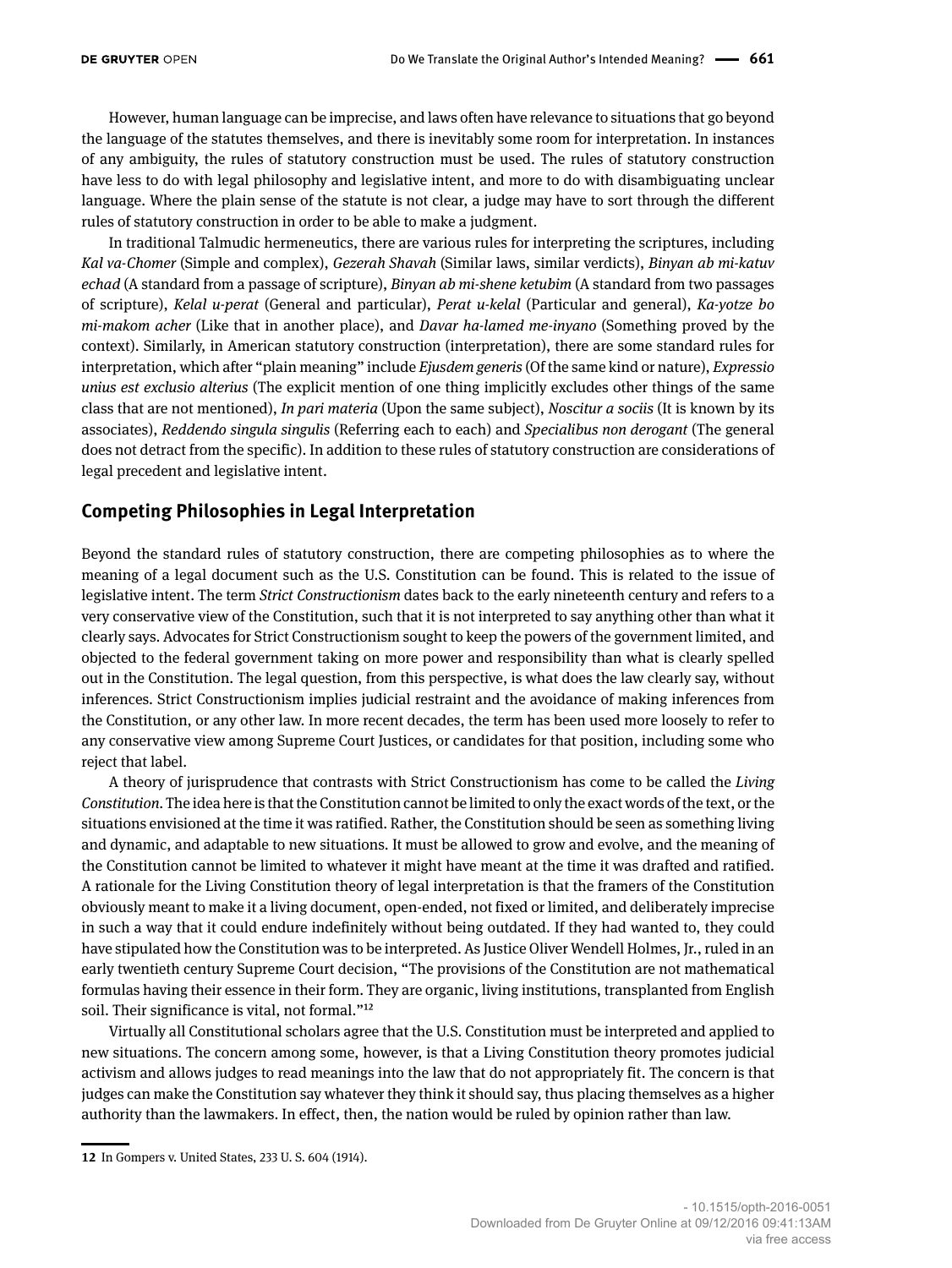However, human language can be imprecise, and laws often have relevance to situations that go beyond the language of the statutes themselves, and there is inevitably some room for interpretation. In instances of any ambiguity, the rules of statutory construction must be used. The rules of statutory construction have less to do with legal philosophy and legislative intent, and more to do with disambiguating unclear language. Where the plain sense of the statute is not clear, a judge may have to sort through the different rules of statutory construction in order to be able to make a judgment.

In traditional Talmudic hermeneutics, there are various rules for interpreting the scriptures, including *Kal va-Chomer* (Simple and complex), *Gezerah Shavah* (Similar laws, similar verdicts), *Binyan ab mi-katuv echad* (A standard from a passage of scripture), *Binyan ab mi-shene ketubim* (A standard from two passages of scripture), *Kelal u-perat* (General and particular), *Perat u-kelal* (Particular and general), *Ka-yotze bo mi-makom acher* (Like that in another place), and *Davar ha-lamed me-inyano* (Something proved by the context). Similarly, in American statutory construction (interpretation), there are some standard rules for interpretation, which after "plain meaning" include *Ejusdem generis* (Of the same kind or nature), *Expressio unius est exclusio alterius* (The explicit mention of one thing implicitly excludes other things of the same class that are not mentioned), *In pari materia* (Upon the same subject), *Noscitur a sociis* (It is known by its associates), *Reddendo singula singulis* (Referring each to each) and *Specialibus non derogant* (The general does not detract from the specific). In addition to these rules of statutory construction are considerations of legal precedent and legislative intent.

## Competing Philosophies in Legal Interpretation

Beyond the standard rules of statutory construction, there are competing philosophies as to where the meaning of a legal document such as the U.S. Constitution can be found. This is related to the issue of legislative intent. The term *Strict Constructionism* dates back to the early nineteenth century and refers to a very conservative view of the Constitution, such that it is not interpreted to say anything other than what it clearly says. Advocates for Strict Constructionism sought to keep the powers of the government limited, and objected to the federal government taking on more power and responsibility than what is clearly spelled out in the Constitution. The legal question, from this perspective, is what does the law clearly say, without inferences. Strict Constructionism implies judicial restraint and the avoidance of making inferences from the Constitution, or any other law. In more recent decades, the term has been used more loosely to refer to any conservative view among Supreme Court Justices, or candidates for that position, including some who reject that label.

A theory of jurisprudence that contrasts with Strict Constructionism has come to be called the *Living Constitution*. The idea here is that the Constitution cannot be limited to only the exact words of the text, or the situations envisioned at the time it was ratified. Rather, the Constitution should be seen as something living and dynamic, and adaptable to new situations. It must be allowed to grow and evolve, and the meaning of the Constitution cannot be limited to whatever it might have meant at the time it was drafted and ratified. A rationale for the Living Constitution theory of legal interpretation is that the framers of the Constitution obviously meant to make it a living document, open-ended, not fixed or limited, and deliberately imprecise in such a way that it could endure indefinitely without being outdated. If they had wanted to, they could have stipulated how the Constitution was to be interpreted. As Justice Oliver Wendell Holmes, Jr., ruled in an early twentieth century Supreme Court decision, "The provisions of the Constitution are not mathematical formulas having their essence in their form. They are organic, living institutions, transplanted from English soil. Their significance is vital, not formal."[12]

Virtually all Constitutional scholars agree that the U.S. Constitution must be interpreted and applied to new situations. The concern among some, however, is that a Living Constitution theory promotes judicial activism and allows judges to read meanings into the law that do not appropriately fit. The concern is that judges can make the Constitution say whatever they think it should say, thus placing themselves as a higher authority than the lawmakers. In effect, then, the nation would be ruled by opinion rather than law.

---

12 In Gompers v. United States, 233 U. S. 604 (1914).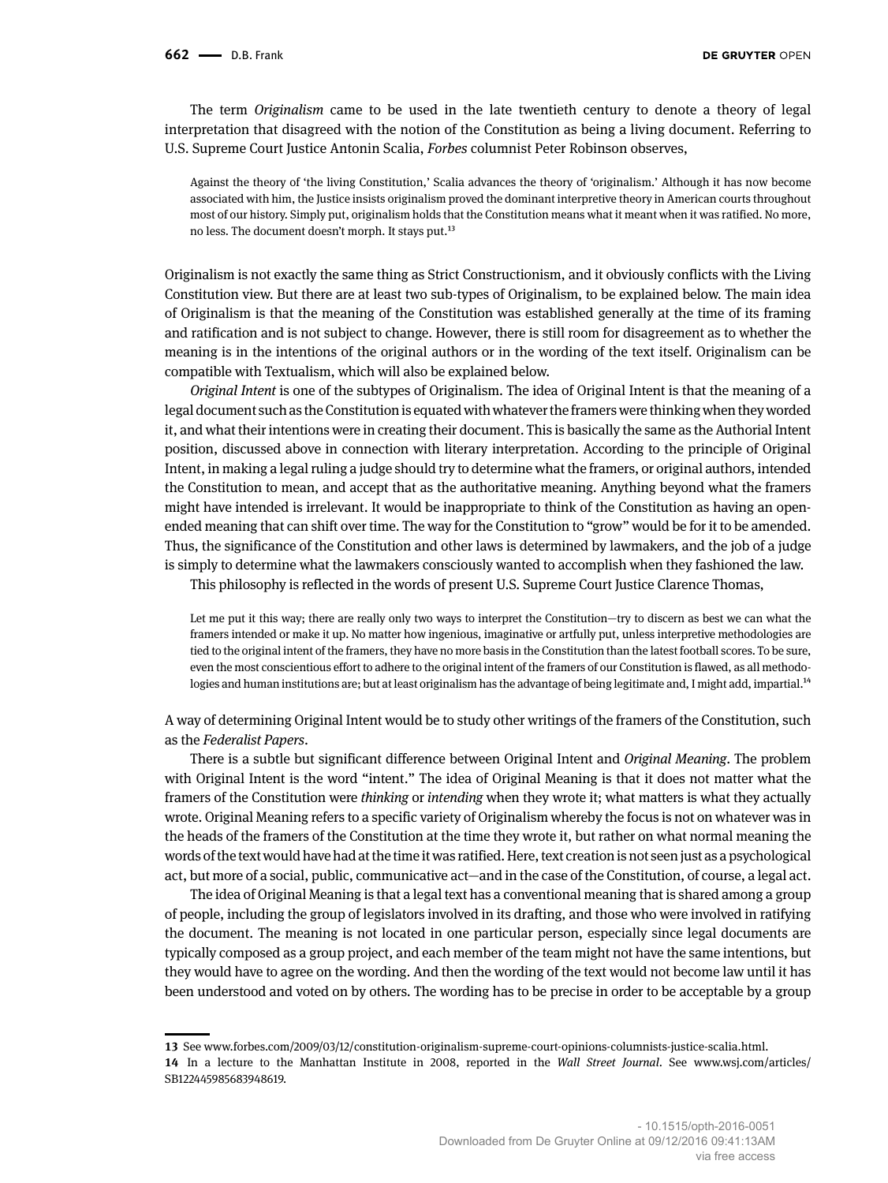The term *Originalism* came to be used in the late twentieth century to denote a theory of legal interpretation that disagreed with the notion of the Constitution as being a living document. Referring to U.S. Supreme Court Justice Antonin Scalia, *Forbes* columnist Peter Robinson observes,

> Against the theory of 'the living Constitution,' Scalia advances the theory of 'originalism.' Although it has now become associated with him, the Justice insists originalism proved the dominant interpretive theory in American courts throughout most of our history. Simply put, originalism holds that the Constitution means what it meant when it was ratified. No more, no less. The document doesn't morph. It stays put.[13]

Originalism is not exactly the same thing as Strict Constructionism, and it obviously conflicts with the Living Constitution view. But there are at least two sub-types of Originalism, to be explained below. The main idea of Originalism is that the meaning of the Constitution was established generally at the time of its framing and ratification and is not subject to change. However, there is still room for disagreement as to whether the meaning is in the intentions of the original authors or in the wording of the text itself. Originalism can be compatible with Textualism, which will also be explained below.

*Original Intent* is one of the subtypes of Originalism. The idea of Original Intent is that the meaning of a legal document such as the Constitution is equated with whatever the framers were thinking when they worded it, and what their intentions were in creating their document. This is basically the same as the Authorial Intent position, discussed above in connection with literary interpretation. According to the principle of Original Intent, in making a legal ruling a judge should try to determine what the framers, or original authors, intended the Constitution to mean, and accept that as the authoritative meaning. Anything beyond what the framers might have intended is irrelevant. It would be inappropriate to think of the Constitution as having an open-ended meaning that can shift over time. The way for the Constitution to "grow" would be for it to be amended. Thus, the significance of the Constitution and other laws is determined by lawmakers, and the job of a judge is simply to determine what the lawmakers consciously wanted to accomplish when they fashioned the law.

This philosophy is reflected in the words of present U.S. Supreme Court Justice Clarence Thomas,

> Let me put it this way; there are really only two ways to interpret the Constitution—try to discern as best we can what the framers intended or make it up. No matter how ingenious, imaginative or artfully put, unless interpretive methodologies are tied to the original intent of the framers, they have no more basis in the Constitution than the latest football scores. To be sure, even the most conscientious effort to adhere to the original intent of the framers of our Constitution is flawed, as all methodologies and human institutions are; but at least originalism has the advantage of being legitimate and, I might add, impartial.[14]

A way of determining Original Intent would be to study other writings of the framers of the Constitution, such as the *Federalist Papers*.

There is a subtle but significant difference between Original Intent and *Original Meaning*. The problem with Original Intent is the word "intent." The idea of Original Meaning is that it does not matter what the framers of the Constitution were *thinking* or *intending* when they wrote it; what matters is what they actually wrote. Original Meaning refers to a specific variety of Originalism whereby the focus is not on whatever was in the heads of the framers of the Constitution at the time they wrote it, but rather on what normal meaning the words of the text would have had at the time it was ratified. Here, text creation is not seen just as a psychological act, but more of a social, public, communicative act—and in the case of the Constitution, of course, a legal act.

The idea of Original Meaning is that a legal text has a conventional meaning that is shared among a group of people, including the group of legislators involved in its drafting, and those who were involved in ratifying the document. The meaning is not located in one particular person, especially since legal documents are typically composed as a group project, and each member of the team might not have the same intentions, but they would have to agree on the wording. And then the wording of the text would not become law until it has been understood and voted on by others. The wording has to be precise in order to be acceptable by a group

---

13 See www.forbes.com/2009/03/12/constitution-originalism-supreme-court-opinions-columnists-justice-scalia.html.

14 In a lecture to the Manhattan Institute in 2008, reported in the *Wall Street Journal*. See www.wsj.com/articles/SB122445985683948619.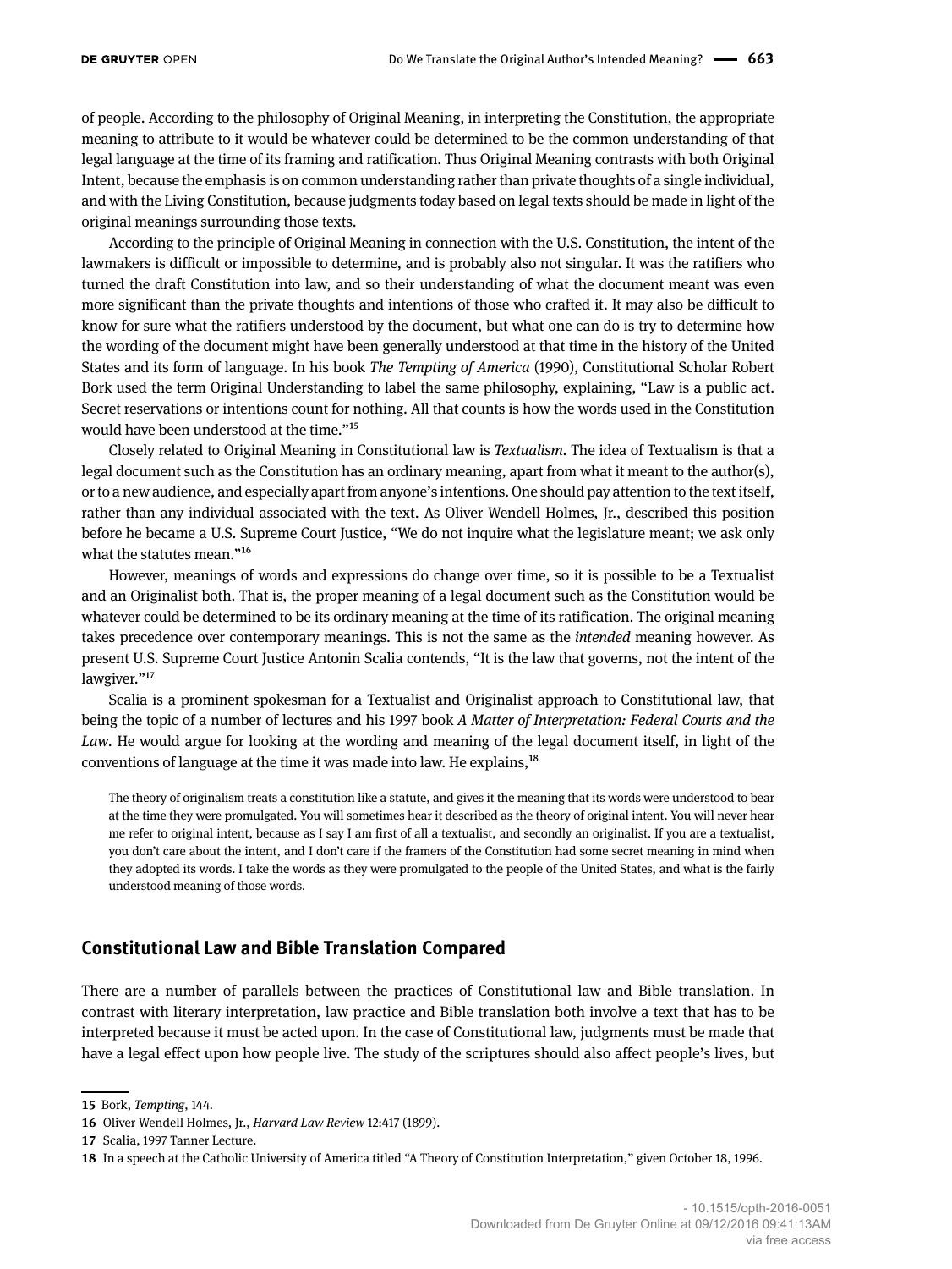of people. According to the philosophy of Original Meaning, in interpreting the Constitution, the appropriate meaning to attribute to it would be whatever could be determined to be the common understanding of that legal language at the time of its framing and ratification. Thus Original Meaning contrasts with both Original Intent, because the emphasis is on common understanding rather than private thoughts of a single individual, and with the Living Constitution, because judgments today based on legal texts should be made in light of the original meanings surrounding those texts.

According to the principle of Original Meaning in connection with the U.S. Constitution, the intent of the lawmakers is difficult or impossible to determine, and is probably also not singular. It was the ratifiers who turned the draft Constitution into law, and so their understanding of what the document meant was even more significant than the private thoughts and intentions of those who crafted it. It may also be difficult to know for sure what the ratifiers understood by the document, but what one can do is try to determine how the wording of the document might have been generally understood at that time in the history of the United States and its form of language. In his book *The Tempting of America* (1990), Constitutional Scholar Robert Bork used the term Original Understanding to label the same philosophy, explaining, "Law is a public act. Secret reservations or intentions count for nothing. All that counts is how the words used in the Constitution would have been understood at the time."[15]

Closely related to Original Meaning in Constitutional law is *Textualism*. The idea of Textualism is that a legal document such as the Constitution has an ordinary meaning, apart from what it meant to the author(s), or to a new audience, and especially apart from anyone's intentions. One should pay attention to the text itself, rather than any individual associated with the text. As Oliver Wendell Holmes, Jr., described this position before he became a U.S. Supreme Court Justice, "We do not inquire what the legislature meant; we ask only what the statutes mean."[16]

However, meanings of words and expressions do change over time, so it is possible to be a Textualist and an Originalist both. That is, the proper meaning of a legal document such as the Constitution would be whatever could be determined to be its ordinary meaning at the time of its ratification. The original meaning takes precedence over contemporary meanings. This is not the same as the *intended* meaning however. As present U.S. Supreme Court Justice Antonin Scalia contends, "It is the law that governs, not the intent of the lawgiver."[17]

Scalia is a prominent spokesman for a Textualist and Originalist approach to Constitutional law, that being the topic of a number of lectures and his 1997 book *A Matter of Interpretation: Federal Courts and the Law*. He would argue for looking at the wording and meaning of the legal document itself, in light of the conventions of language at the time it was made into law. He explains,[18]

> The theory of originalism treats a constitution like a statute, and gives it the meaning that its words were understood to bear at the time they were promulgated. You will sometimes hear it described as the theory of original intent. You will never hear me refer to original intent, because as I say I am first of all a textualist, and secondly an originalist. If you are a textualist, you don't care about the intent, and I don't care if the framers of the Constitution had some secret meaning in mind when they adopted its words. I take the words as they were promulgated to the people of the United States, and what is the fairly understood meaning of those words.

## Constitutional Law and Bible Translation Compared

There are a number of parallels between the practices of Constitutional law and Bible translation. In contrast with literary interpretation, law practice and Bible translation both involve a text that has to be interpreted because it must be acted upon. In the case of Constitutional law, judgments must be made that have a legal effect upon how people live. The study of the scriptures should also affect people's lives, but

---

15 Bork, *Tempting*, 144.

16 Oliver Wendell Holmes, Jr., *Harvard Law Review* 12:417 (1899).

17 Scalia, 1997 Tanner Lecture.

18 In a speech at the Catholic University of America titled "A Theory of Constitution Interpretation," given October 18, 1996.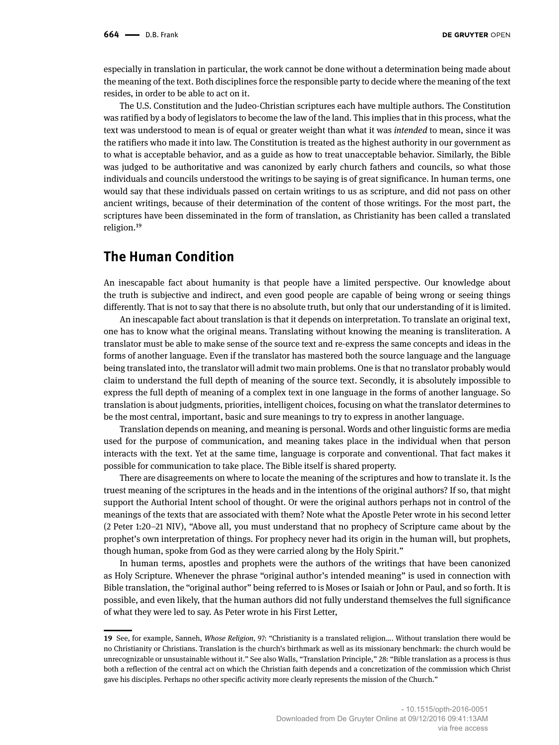especially in translation in particular, the work cannot be done without a determination being made about the meaning of the text. Both disciplines force the responsible party to decide where the meaning of the text resides, in order to be able to act on it.

The U.S. Constitution and the Judeo-Christian scriptures each have multiple authors. The Constitution was ratified by a body of legislators to become the law of the land. This implies that in this process, what the text was understood to mean is of equal or greater weight than what it was *intended* to mean, since it was the ratifiers who made it into law. The Constitution is treated as the highest authority in our government as to what is acceptable behavior, and as a guide as how to treat unacceptable behavior. Similarly, the Bible was judged to be authoritative and was canonized by early church fathers and councils, so what those individuals and councils understood the writings to be saying is of great significance. In human terms, one would say that these individuals passed on certain writings to us as scripture, and did not pass on other ancient writings, because of their determination of the content of those writings. For the most part, the scriptures have been disseminated in the form of translation, as Christianity has been called a translated religion.[19]

## The Human Condition

An inescapable fact about humanity is that people have a limited perspective. Our knowledge about the truth is subjective and indirect, and even good people are capable of being wrong or seeing things differently. That is not to say that there is no absolute truth, but only that our understanding of it is limited.

An inescapable fact about translation is that it depends on interpretation. To translate an original text, one has to know what the original means. Translating without knowing the meaning is transliteration. A translator must be able to make sense of the source text and re-express the same concepts and ideas in the forms of another language. Even if the translator has mastered both the source language and the language being translated into, the translator will admit two main problems. One is that no translator probably would claim to understand the full depth of meaning of the source text. Secondly, it is absolutely impossible to express the full depth of meaning of a complex text in one language in the forms of another language. So translation is about judgments, priorities, intelligent choices, focusing on what the translator determines to be the most central, important, basic and sure meanings to try to express in another language.

Translation depends on meaning, and meaning is personal. Words and other linguistic forms are media used for the purpose of communication, and meaning takes place in the individual when that person interacts with the text. Yet at the same time, language is corporate and conventional. That fact makes it possible for communication to take place. The Bible itself is shared property.

There are disagreements on where to locate the meaning of the scriptures and how to translate it. Is the truest meaning of the scriptures in the heads and in the intentions of the original authors? If so, that might support the Authorial Intent school of thought. Or were the original authors perhaps not in control of the meanings of the texts that are associated with them? Note what the Apostle Peter wrote in his second letter (2 Peter 1:20–21 NIV), "Above all, you must understand that no prophecy of Scripture came about by the prophet's own interpretation of things. For prophecy never had its origin in the human will, but prophets, though human, spoke from God as they were carried along by the Holy Spirit."

In human terms, apostles and prophets were the authors of the writings that have been canonized as Holy Scripture. Whenever the phrase "original author's intended meaning" is used in connection with Bible translation, the "original author" being referred to is Moses or Isaiah or John or Paul, and so forth. It is possible, and even likely, that the human authors did not fully understand themselves the full significance of what they were led to say. As Peter wrote in his First Letter,

---

**19** See, for example, Sanneh, *Whose Religion*, 97: "Christianity is a translated religion.... Without translation there would be no Christianity or Christians. Translation is the church's birthmark as well as its missionary benchmark: the church would be unrecognizable or unsustainable without it." See also Walls, "Translation Principle," 28: "Bible translation as a process is thus both a reflection of the central act on which the Christian faith depends and a concretization of the commission which Christ gave his disciples. Perhaps no other specific activity more clearly represents the mission of the Church."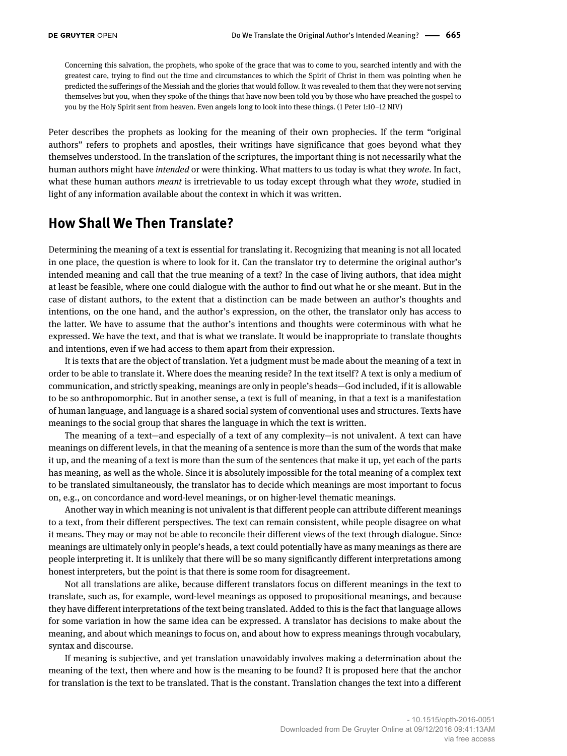> Concerning this salvation, the prophets, who spoke of the grace that was to come to you, searched intently and with the greatest care, trying to find out the time and circumstances to which the Spirit of Christ in them was pointing when he predicted the sufferings of the Messiah and the glories that would follow. It was revealed to them that they were not serving themselves but you, when they spoke of the things that have now been told you by those who have preached the gospel to you by the Holy Spirit sent from heaven. Even angels long to look into these things. (1 Peter 1:10–12 NIV)

Peter describes the prophets as looking for the meaning of their own prophecies. If the term "original authors" refers to prophets and apostles, their writings have significance that goes beyond what they themselves understood. In the translation of the scriptures, the important thing is not necessarily what the human authors might have *intended* or were thinking. What matters to us today is what they *wrote*. In fact, what these human authors *meant* is irretrievable to us today except through what they *wrote*, studied in light of any information available about the context in which it was written.

## How Shall We Then Translate?

Determining the meaning of a text is essential for translating it. Recognizing that meaning is not all located in one place, the question is where to look for it. Can the translator try to determine the original author's intended meaning and call that the true meaning of a text? In the case of living authors, that idea might at least be feasible, where one could dialogue with the author to find out what he or she meant. But in the case of distant authors, to the extent that a distinction can be made between an author's thoughts and intentions, on the one hand, and the author's expression, on the other, the translator only has access to the latter. We have to assume that the author's intentions and thoughts were coterminous with what he expressed. We have the text, and that is what we translate. It would be inappropriate to translate thoughts and intentions, even if we had access to them apart from their expression.

It is texts that are the object of translation. Yet a judgment must be made about the meaning of a text in order to be able to translate it. Where does the meaning reside? In the text itself? A text is only a medium of communication, and strictly speaking, meanings are only in people's heads—God included, if it is allowable to be so anthropomorphic. But in another sense, a text is full of meaning, in that a text is a manifestation of human language, and language is a shared social system of conventional uses and structures. Texts have meanings to the social group that shares the language in which the text is written.

The meaning of a text—and especially of a text of any complexity—is not univalent. A text can have meanings on different levels, in that the meaning of a sentence is more than the sum of the words that make it up, and the meaning of a text is more than the sum of the sentences that make it up, yet each of the parts has meaning, as well as the whole. Since it is absolutely impossible for the total meaning of a complex text to be translated simultaneously, the translator has to decide which meanings are most important to focus on, e.g., on concordance and word-level meanings, or on higher-level thematic meanings.

Another way in which meaning is not univalent is that different people can attribute different meanings to a text, from their different perspectives. The text can remain consistent, while people disagree on what it means. They may or may not be able to reconcile their different views of the text through dialogue. Since meanings are ultimately only in people's heads, a text could potentially have as many meanings as there are people interpreting it. It is unlikely that there will be so many significantly different interpretations among honest interpreters, but the point is that there is some room for disagreement.

Not all translations are alike, because different translators focus on different meanings in the text to translate, such as, for example, word-level meanings as opposed to propositional meanings, and because they have different interpretations of the text being translated. Added to this is the fact that language allows for some variation in how the same idea can be expressed. A translator has decisions to make about the meaning, and about which meanings to focus on, and about how to express meanings through vocabulary, syntax and discourse.

If meaning is subjective, and yet translation unavoidably involves making a determination about the meaning of the text, then where and how is the meaning to be found? It is proposed here that the anchor for translation is the text to be translated. That is the constant. Translation changes the text into a different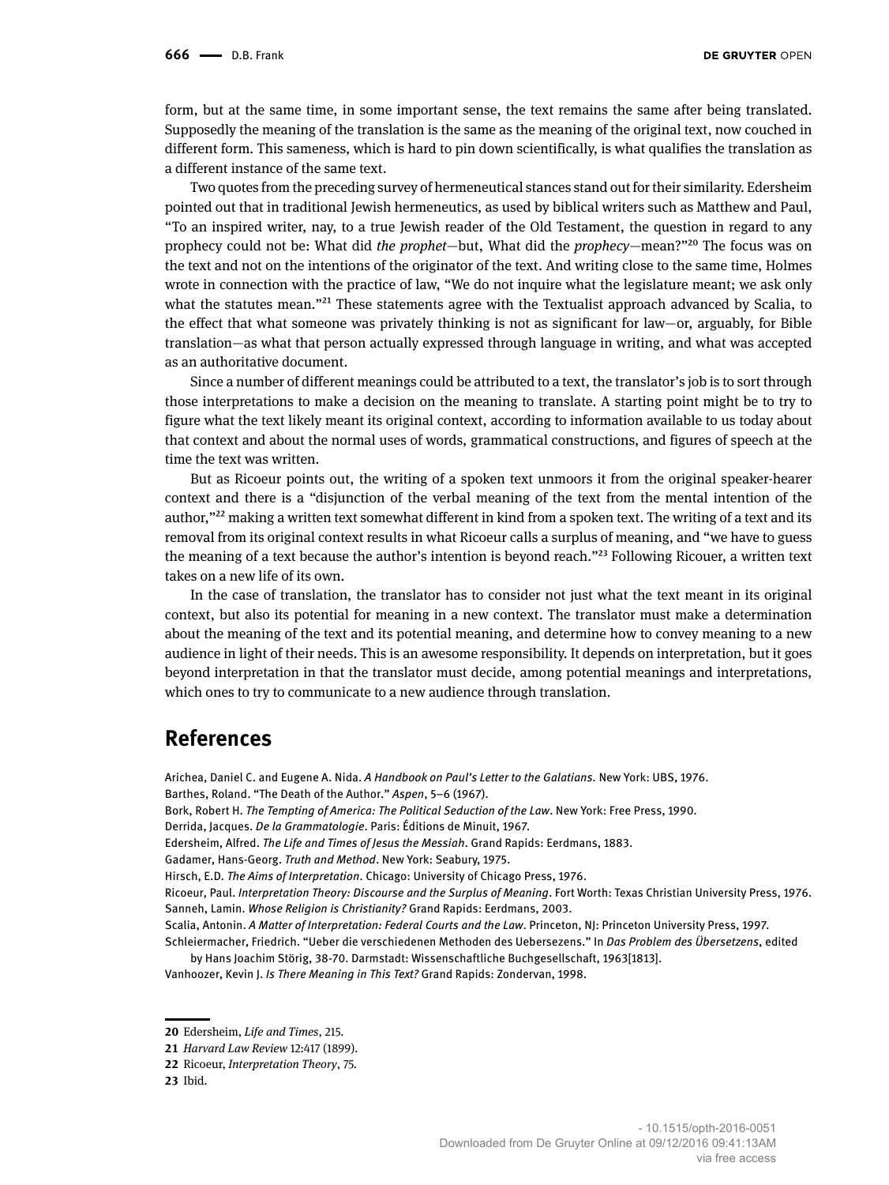form, but at the same time, in some important sense, the text remains the same after being translated. Supposedly the meaning of the translation is the same as the meaning of the original text, now couched in different form. This sameness, which is hard to pin down scientifically, is what qualifies the translation as a different instance of the same text.

Two quotes from the preceding survey of hermeneutical stances stand out for their similarity. Edersheim pointed out that in traditional Jewish hermeneutics, as used by biblical writers such as Matthew and Paul, "To an inspired writer, nay, to a true Jewish reader of the Old Testament, the question in regard to any prophecy could not be: What did *the prophet*—but, What did the *prophecy*—mean?"[20] The focus was on the text and not on the intentions of the originator of the text. And writing close to the same time, Holmes wrote in connection with the practice of law, "We do not inquire what the legislature meant; we ask only what the statutes mean."[21] These statements agree with the Textualist approach advanced by Scalia, to the effect that what someone was privately thinking is not as significant for law—or, arguably, for Bible translation—as what that person actually expressed through language in writing, and what was accepted as an authoritative document.

Since a number of different meanings could be attributed to a text, the translator's job is to sort through those interpretations to make a decision on the meaning to translate. A starting point might be to try to figure what the text likely meant its original context, according to information available to us today about that context and about the normal uses of words, grammatical constructions, and figures of speech at the time the text was written.

But as Ricoeur points out, the writing of a spoken text unmoors it from the original speaker-hearer context and there is a "disjunction of the verbal meaning of the text from the mental intention of the author,"[22] making a written text somewhat different in kind from a spoken text. The writing of a text and its removal from its original context results in what Ricoeur calls a surplus of meaning, and "we have to guess the meaning of a text because the author's intention is beyond reach."[23] Following Ricouer, a written text takes on a new life of its own.

In the case of translation, the translator has to consider not just what the text meant in its original context, but also its potential for meaning in a new context. The translator must make a determination about the meaning of the text and its potential meaning, and determine how to convey meaning to a new audience in light of their needs. This is an awesome responsibility. It depends on interpretation, but it goes beyond interpretation in that the translator must decide, among potential meanings and interpretations, which ones to try to communicate to a new audience through translation.

## References

Arichea, Daniel C. and Eugene A. Nida. *A Handbook on Paul's Letter to the Galatians.* New York: UBS, 1976.

Barthes, Roland. "The Death of the Author." *Aspen*, 5–6 (1967).

Bork, Robert H. *The Tempting of America: The Political Seduction of the Law*. New York: Free Press, 1990.

Derrida, Jacques. *De la Grammatologie*. Paris: Éditions de Minuit, 1967.

Edersheim, Alfred. *The Life and Times of Jesus the Messiah*. Grand Rapids: Eerdmans, 1883.

Gadamer, Hans-Georg. *Truth and Method*. New York: Seabury, 1975.

Hirsch, E.D. *The Aims of Interpretation*. Chicago: University of Chicago Press, 1976.

Ricoeur, Paul. *Interpretation Theory: Discourse and the Surplus of Meaning*. Fort Worth: Texas Christian University Press, 1976.

Sanneh, Lamin. *Whose Religion is Christianity?* Grand Rapids: Eerdmans, 2003.

Scalia, Antonin. *A Matter of Interpretation: Federal Courts and the Law*. Princeton, NJ: Princeton University Press, 1997.

Schleiermacher, Friedrich. "Ueber die verschiedenen Methoden des Uebersezens." In *Das Problem des Übersetzens*, edited by Hans Joachim Störig, 38-70. Darmstadt: Wissenschaftliche Buchgesellschaft, 1963[1813].

Vanhoozer, Kevin J. *Is There Meaning in This Text?* Grand Rapids: Zondervan, 1998.

---

20 Edersheim, *Life and Times*, 215.

21 *Harvard Law Review* 12:417 (1899).

22 Ricoeur, *Interpretation Theory*, 75.

23 Ibid.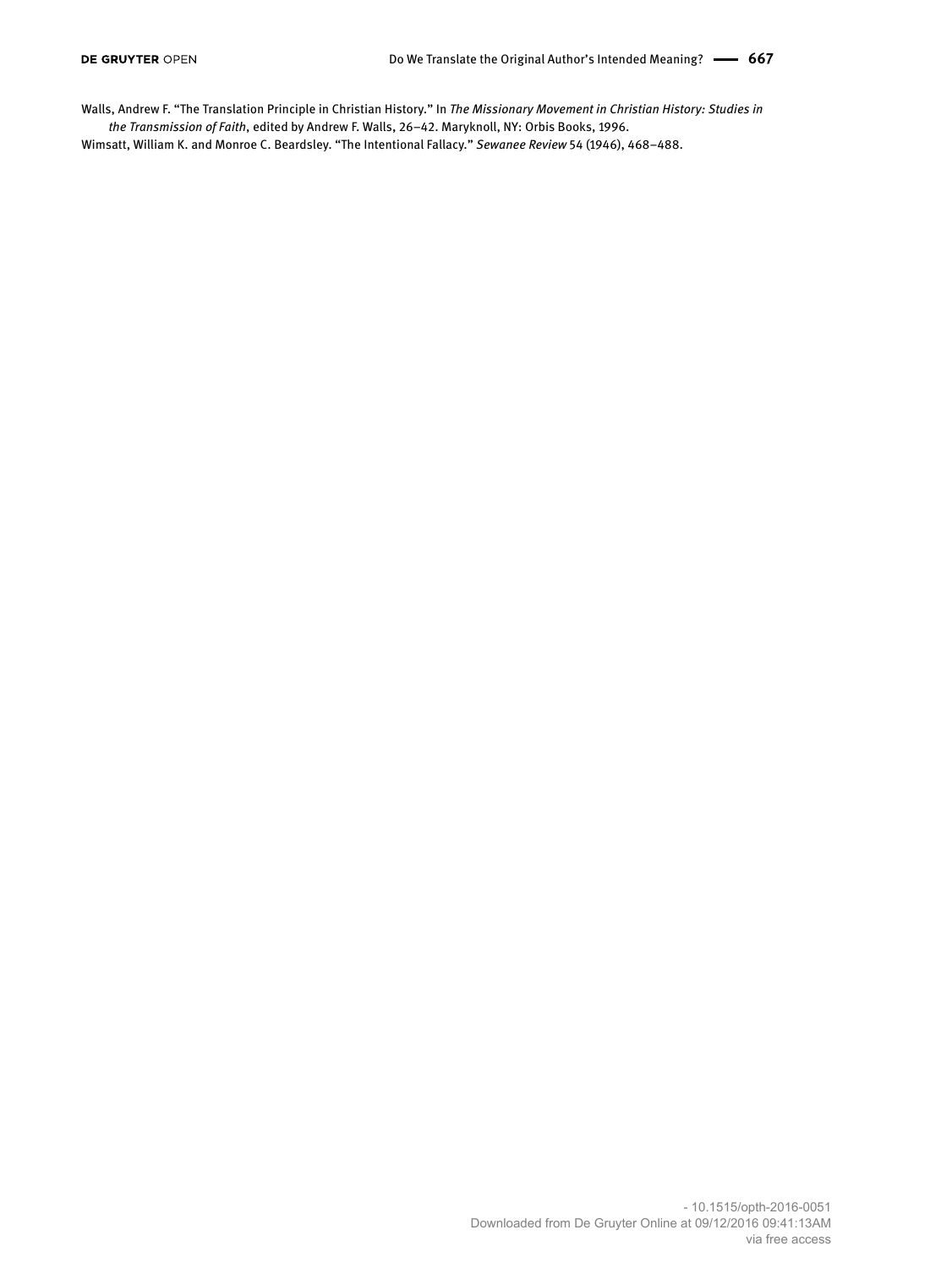Walls, Andrew F. "The Translation Principle in Christian History." In *The Missionary Movement in Christian History: Studies in the Transmission of Faith*, edited by Andrew F. Walls, 26–42. Maryknoll, NY: Orbis Books, 1996.

Wimsatt, William K. and Monroe C. Beardsley. "The Intentional Fallacy." *Sewanee Review* 54 (1946), 468–488.